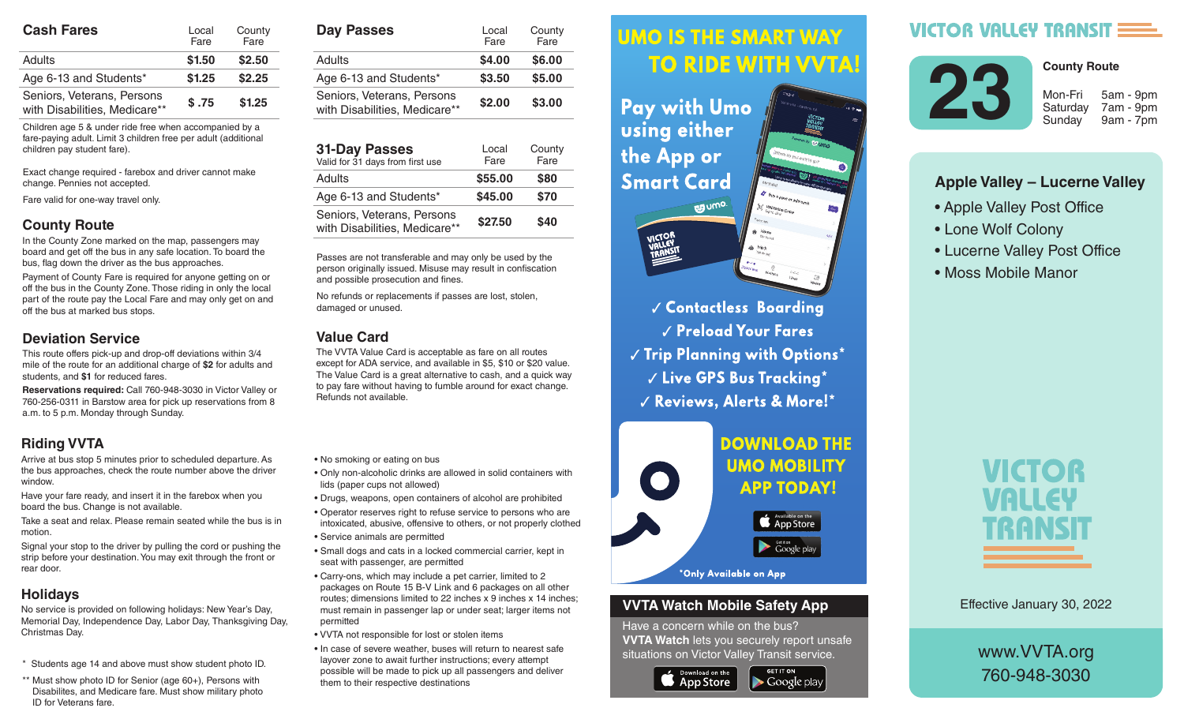## Cash Fares

| Cash Fares | Local Fare | County Fare |
|---|---|---|
| Adults | $1.50 | $2.50 |
| Age 6-13 and Students* | $1.25 | $2.25 |
| Seniors, Veterans, Persons with Disabilities, Medicare** | $ .75 | $1.25 |

Children age 5 & under ride free when accompanied by a fare-paying adult. Limit 3 children free per adult (additional children pay student fare).

Exact change required - farebox and driver cannot make change. Pennies not accepted.

Fare valid for one-way travel only.

## County Route

In the County Zone marked on the map, passengers may board and get off the bus in any safe location. To board the bus, flag down the driver as the bus approaches.

Payment of County Fare is required for anyone getting on or off the bus in the County Zone. Those riding in only the local part of the route pay the Local Fare and may only get on and off the bus at marked bus stops.

## Deviation Service

This route offers pick-up and drop-off deviations within 3/4 mile of the route for an additional charge of **$2** for adults and students, and **$1** for reduced fares.

**Reservations required:** Call 760-948-3030 in Victor Valley or 760-256-0311 in Barstow area for pick up reservations from 8 a.m. to 5 p.m. Monday through Sunday.

## Riding VVTA

Arrive at bus stop 5 minutes prior to scheduled departure. As the bus approaches, check the route number above the driver window.

Have your fare ready, and insert it in the farebox when you board the bus. Change is not available.

Take a seat and relax. Please remain seated while the bus is in motion.

Signal your stop to the driver by pulling the cord or pushing the strip before your destination. You may exit through the front or rear door.

## Holidays

No service is provided on following holidays: New Year's Day, Memorial Day, Independence Day, Labor Day, Thanksgiving Day, Christmas Day.

\* Students age 14 and above must show student photo ID.

\*\* Must show photo ID for Senior (age 60+), Persons with Disabilites, and Medicare fare. Must show military photo ID for Veterans fare.

## Day Passes

| Day Passes | Local Fare | County Fare |
|---|---|---|
| Adults | $4.00 | $6.00 |
| Age 6-13 and Students* | $3.50 | $5.00 |
| Seniors, Veterans, Persons with Disabilities, Medicare** | $2.00 | $3.00 |

## 31-Day Passes

Valid for 31 days from first use

| 31-Day Passes | Local Fare | County Fare |
|---|---|---|
| Adults | $55.00 | $80 |
| Age 6-13 and Students* | $45.00 | $70 |
| Seniors, Veterans, Persons with Disabilities, Medicare** | $27.50 | $40 |

Passes are not transferable and may only be used by the person originally issued. Misuse may result in confiscation and possible prosecution and fines.

No refunds or replacements if passes are lost, stolen, damaged or unused.

## Value Card

The VVTA Value Card is acceptable as fare on all routes except for ADA service, and available in $5, $10 or $20 value. The Value Card is a great alternative to cash, and a quick way to pay fare without having to fumble around for exact change. Refunds not available.

- No smoking or eating on bus
- Only non-alcoholic drinks are allowed in solid containers with lids (paper cups not allowed)
- Drugs, weapons, open containers of alcohol are prohibited
- Operator reserves right to refuse service to persons who are intoxicated, abusive, offensive to others, or not properly clothed
- Service animals are permitted
- Small dogs and cats in a locked commercial carrier, kept in seat with passenger, are permitted
- Carry-ons, which may include a pet carrier, limited to 2 packages on Route 15 B-V Link and 6 packages on all other routes; dimensions limited to 22 inches x 9 inches x 14 inches; must remain in passenger lap or under seat; larger items not permitted
- VVTA not responsible for lost or stolen items
- In case of severe weather, buses will return to nearest safe layover zone to await further instructions; every attempt possible will be made to pick up all passengers and deliver them to their respective destinations

## UMO IS THE SMART WAY TO RIDE WITH VVTA!

**Pay with Umo using either the App or Smart Card**

- ✓ Contactless Boarding
- ✓ Preload Your Fares
- ✓ Trip Planning with Options*
- ✓ Live GPS Bus Tracking*
- ✓ Reviews, Alerts & More!*

**DOWNLOAD THE UMO MOBILITY APP TODAY!**

Available on the App Store | Get it on Google play

*Only Available on App

## VVTA Watch Mobile Safety App

Have a concern while on the bus? **VVTA Watch** lets you securely report unsafe situations on Victor Valley Transit service.

Download on the App Store | GET IT ON Google play

# VICTOR VALLEY TRANSIT

# 23

**County Route**

| | |
|---|---|
| Mon-Fri | 5am - 9pm |
| Saturday | 7am - 9pm |
| Sunday | 9am - 7pm |

### Apple Valley – Lucerne Valley

- Apple Valley Post Office
- Lone Wolf Colony
- Lucerne Valley Post Office
- Moss Mobile Manor

VICTOR VALLEY TRANSIT

Effective January 30, 2022

www.VVTA.org
760-948-3030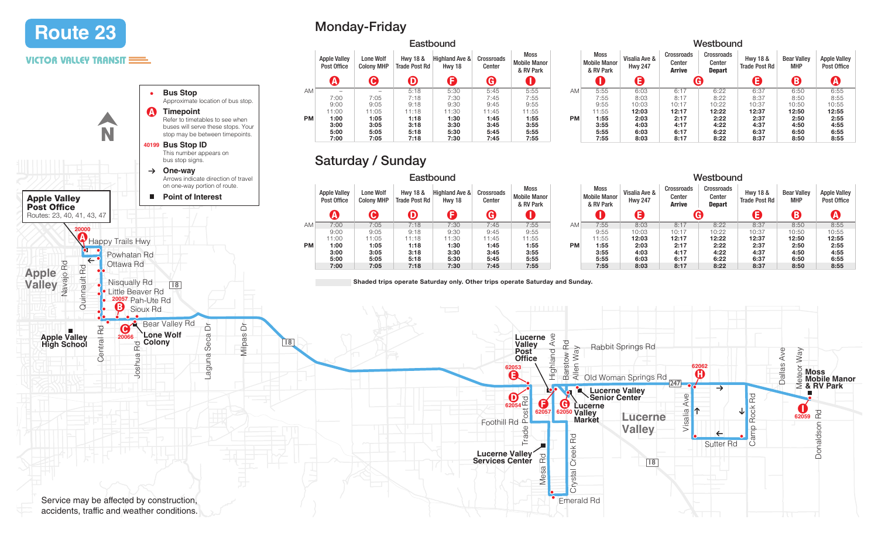# Route 23

VICTOR VALLEY TRANSIT

## Monday-Friday

| | Eastbound | | | | | | | Westbound | | | | | | |
|---|---|---|---|---|---|---|---|---|---|---|---|---|---|---|
| | Apple Valley Post Office (A) | Lone Wolf Colony MHP (C) | Hwy 18 & Trade Post Rd (D) | Highland Ave & Hwy 18 (F) | Crossroads Center (G) | Moss Mobile Manor & RV Park (I) | | Moss Mobile Manor & RV Park (I) | Visalia Ave & Hwy 247 (H) | Crossroads Center Arrive (G) | Crossroads Center Depart (G) | Hwy 18 & Trade Post Rd (E) | Bear Valley MHP (B) | Apple Valley Post Office (A) |
| AM | – | – | 5:18 | 5:30 | 5:45 | 5:55 | AM | 5:55 | 6:03 | 6:17 | 6:22 | 6:37 | 6:50 | 6:55 |
| | 7:00 | 7:05 | 7:18 | 7:30 | 7:45 | 7:55 | | 7:55 | 8:03 | 8:17 | 8:22 | 8:37 | 8:50 | 8:55 |
| | 9:00 | 9:05 | 9:18 | 9:30 | 9:45 | 9:55 | | 9:55 | 10:03 | 10:17 | 10:22 | 10:37 | 10:50 | 10:55 |
| | 11:00 | 11:05 | 11:18 | 11:30 | 11:45 | 11:55 | | 11:55 | **12:03** | **12:17** | **12:22** | **12:37** | **12:50** | **12:55** |
| PM | **1:00** | **1:05** | **1:18** | **1:30** | **1:45** | **1:55** | PM | **1:55** | **2:03** | **2:17** | **2:22** | **2:37** | **2:50** | **2:55** |
| | **3:00** | **3:05** | **3:18** | **3:30** | **3:45** | **3:55** | | **3:55** | **4:03** | **4:17** | **4:22** | **4:37** | **4:50** | **4:55** |
| | **5:00** | **5:05** | **5:18** | **5:30** | **5:45** | **5:55** | | **5:55** | **6:03** | **6:17** | **6:22** | **6:37** | **6:50** | **6:55** |
| | **7:00** | **7:05** | **7:18** | **7:30** | **7:45** | **7:55** | | **7:55** | **8:03** | **8:17** | **8:22** | **8:37** | **8:50** | **8:55** |

## Saturday / Sunday

| | Eastbound | | | | | | | Westbound | | | | | | |
|---|---|---|---|---|---|---|---|---|---|---|---|---|---|---|
| | Apple Valley Post Office (A) | Lone Wolf Colony MHP (C) | Hwy 18 & Trade Post Rd (D) | Highland Ave & Hwy 18 (F) | Crossroads Center (G) | Moss Mobile Manor & RV Park (I) | | Moss Mobile Manor & RV Park (I) | Visalia Ave & Hwy 247 (H) | Crossroads Center Arrive (G) | Crossroads Center Depart (G) | Hwy 18 & Trade Post Rd (E) | Bear Valley MHP (B) | Apple Valley Post Office (A) |
| AM | 7:00 | 7:05 | 7:18 | 7:30 | 7:45 | 7:55 | AM | 7:55 | 8:03 | 8:17 | 8:22 | 8:37 | 8:50 | 8:55 |
| | 9:00 | 9:05 | 9:18 | 9:30 | 9:45 | 9:55 | | 9:55 | 10:03 | 10:17 | 10:22 | 10:37 | 10:50 | 10:55 |
| | 11:00 | 11:05 | 11:18 | 11:30 | 11:45 | 11:55 | | 11:55 | **12:03** | **12:17** | **12:22** | **12:37** | **12:50** | **12:55** |
| PM | **1:00** | **1:05** | **1:18** | **1:30** | **1:45** | **1:55** | PM | **1:55** | **2:03** | **2:17** | **2:22** | **2:37** | **2:50** | **2:55** |
| | **3:00** | **3:05** | **3:18** | **3:30** | **3:45** | **3:55** | | **3:55** | **4:03** | **4:17** | **4:22** | **4:37** | **4:50** | **4:55** |
| | **5:00** | **5:05** | **5:18** | **5:30** | **5:45** | **5:55** | | **5:55** | **6:03** | **6:17** | **6:22** | **6:37** | **6:50** | **6:55** |
| | **7:00** | **7:05** | **7:18** | **7:30** | **7:45** | **7:55** | | **7:55** | **8:03** | **8:17** | **8:22** | **8:37** | **8:50** | **8:55** |

**Shaded trips operate Saturday only. Other trips operate Saturday and Sunday.**

**Legend**

- **Bus Stop** – Approximate location of bus stop.
- **Timepoint** – Refer to timetables to see when buses will serve these stops. Your stop may be between timepoints.
- **40199 Bus Stop ID** – This number appears on bus stop signs.
- **One-way** – Arrows indicate direction of travel on one-way portion of route.
- **Point of Interest**

**Apple Valley Post Office**
Routes: 23, 40, 41, 43, 47

Happy Trails Hwy
Powhatan Rd
Ottawa Rd
Nisqually Rd
Little Beaver Rd
Pah-Ute Rd
Sioux Rd
Bear Valley Rd
Navajo Rd
Quinnault Rd
Central Rd
Joshua Rd
Laguna Seca Dr
Milpas Dr
18
Apple Valley
Apple Valley High School
Lone Wolf Colony
20000 (A)
20057 (B)
20066 (C)
Lucerne Valley Post Office
62053 (E)
62054 (D)
62057 (F)
62050 (G)
62062 (H)
62059 (I)
Highland Ave
Barstow Rd
Allen Way
Rabbit Springs Rd
Old Woman Springs Rd
247
Lucerne Valley Senior Center
Lucerne Valley Market
Lucerne Valley
Foothill Rd
Trade Post Rd
Lucerne Valley Services Center
Mesa Rd
Crystal Creek Rd
Emerald Rd
Visalia Ave
Sutter Rd
Camp Rock Rd
Dallas Ave
Meteor Way
Moss Mobile Manor & RV Park
Donaldson Rd

Service may be affected by construction, accidents, traffic and weather conditions.